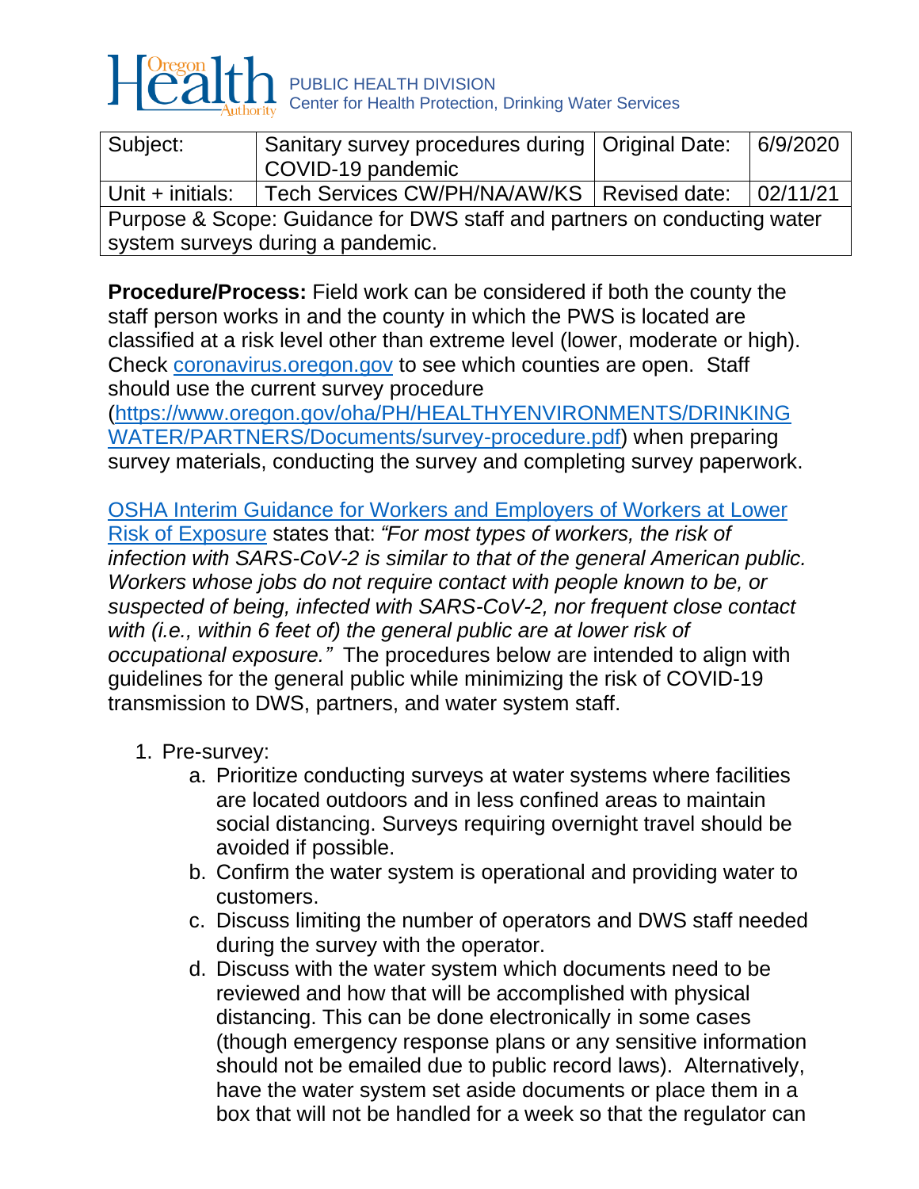PUBLIC HEALTH DIVISION
Center for Health Protection, Drinking Water Services

| Subject: | Sanitary survey procedures during COVID-19 pandemic | Original Date: | 6/9/2020 |
|---|---|---|---|
| Unit + initials: | Tech Services CW/PH/NA/AW/KS | Revised date: | 02/11/21 |
| Purpose & Scope: Guidance for DWS staff and partners on conducting water system surveys during a pandemic. | | | |

**Procedure/Process:** Field work can be considered if both the county the staff person works in and the county in which the PWS is located are classified at a risk level other than extreme level (lower, moderate or high). Check [coronavirus.oregon.gov](coronavirus.oregon.gov) to see which counties are open. Staff should use the current survey procedure ([https://www.oregon.gov/oha/PH/HEALTHYENVIRONMENTS/DRINKINGWATER/PARTNERS/Documents/survey-procedure.pdf](https://www.oregon.gov/oha/PH/HEALTHYENVIRONMENTS/DRINKINGWATER/PARTNERS/Documents/survey-procedure.pdf)) when preparing survey materials, conducting the survey and completing survey paperwork.

[OSHA Interim Guidance for Workers and Employers of Workers at Lower Risk of Exposure]() states that: *"For most types of workers, the risk of infection with SARS-CoV-2 is similar to that of the general American public. Workers whose jobs do not require contact with people known to be, or suspected of being, infected with SARS-CoV-2, nor frequent close contact with (i.e., within 6 feet of) the general public are at lower risk of occupational exposure."* The procedures below are intended to align with guidelines for the general public while minimizing the risk of COVID-19 transmission to DWS, partners, and water system staff.

1. Pre-survey:
    a. Prioritize conducting surveys at water systems where facilities are located outdoors and in less confined areas to maintain social distancing. Surveys requiring overnight travel should be avoided if possible.
    b. Confirm the water system is operational and providing water to customers.
    c. Discuss limiting the number of operators and DWS staff needed during the survey with the operator.
    d. Discuss with the water system which documents need to be reviewed and how that will be accomplished with physical distancing. This can be done electronically in some cases (though emergency response plans or any sensitive information should not be emailed due to public record laws). Alternatively, have the water system set aside documents or place them in a box that will not be handled for a week so that the regulator can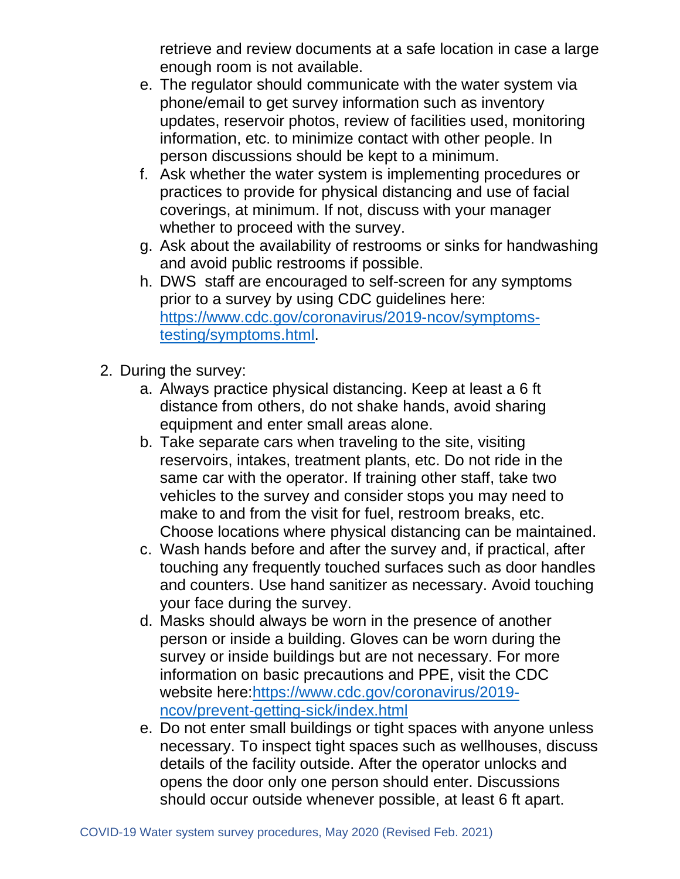retrieve and review documents at a safe location in case a large enough room is not available.

e. The regulator should communicate with the water system via phone/email to get survey information such as inventory updates, reservoir photos, review of facilities used, monitoring information, etc. to minimize contact with other people. In person discussions should be kept to a minimum.
f. Ask whether the water system is implementing procedures or practices to provide for physical distancing and use of facial coverings, at minimum. If not, discuss with your manager whether to proceed with the survey.
g. Ask about the availability of restrooms or sinks for handwashing and avoid public restrooms if possible.
h. DWS staff are encouraged to self-screen for any symptoms prior to a survey by using CDC guidelines here: [https://www.cdc.gov/coronavirus/2019-ncov/symptoms-testing/symptoms.html](https://www.cdc.gov/coronavirus/2019-ncov/symptoms-testing/symptoms.html).

2. During the survey:
   a. Always practice physical distancing. Keep at least a 6 ft distance from others, do not shake hands, avoid sharing equipment and enter small areas alone.
   b. Take separate cars when traveling to the site, visiting reservoirs, intakes, treatment plants, etc. Do not ride in the same car with the operator. If training other staff, take two vehicles to the survey and consider stops you may need to make to and from the visit for fuel, restroom breaks, etc. Choose locations where physical distancing can be maintained.
   c. Wash hands before and after the survey and, if practical, after touching any frequently touched surfaces such as door handles and counters. Use hand sanitizer as necessary. Avoid touching your face during the survey.
   d. Masks should always be worn in the presence of another person or inside a building. Gloves can be worn during the survey or inside buildings but are not necessary. For more information on basic precautions and PPE, visit the CDC website here:[https://www.cdc.gov/coronavirus/2019-ncov/prevent-getting-sick/index.html](https://www.cdc.gov/coronavirus/2019-ncov/prevent-getting-sick/index.html)
   e. Do not enter small buildings or tight spaces with anyone unless necessary. To inspect tight spaces such as wellhouses, discuss details of the facility outside. After the operator unlocks and opens the door only one person should enter. Discussions should occur outside whenever possible, at least 6 ft apart.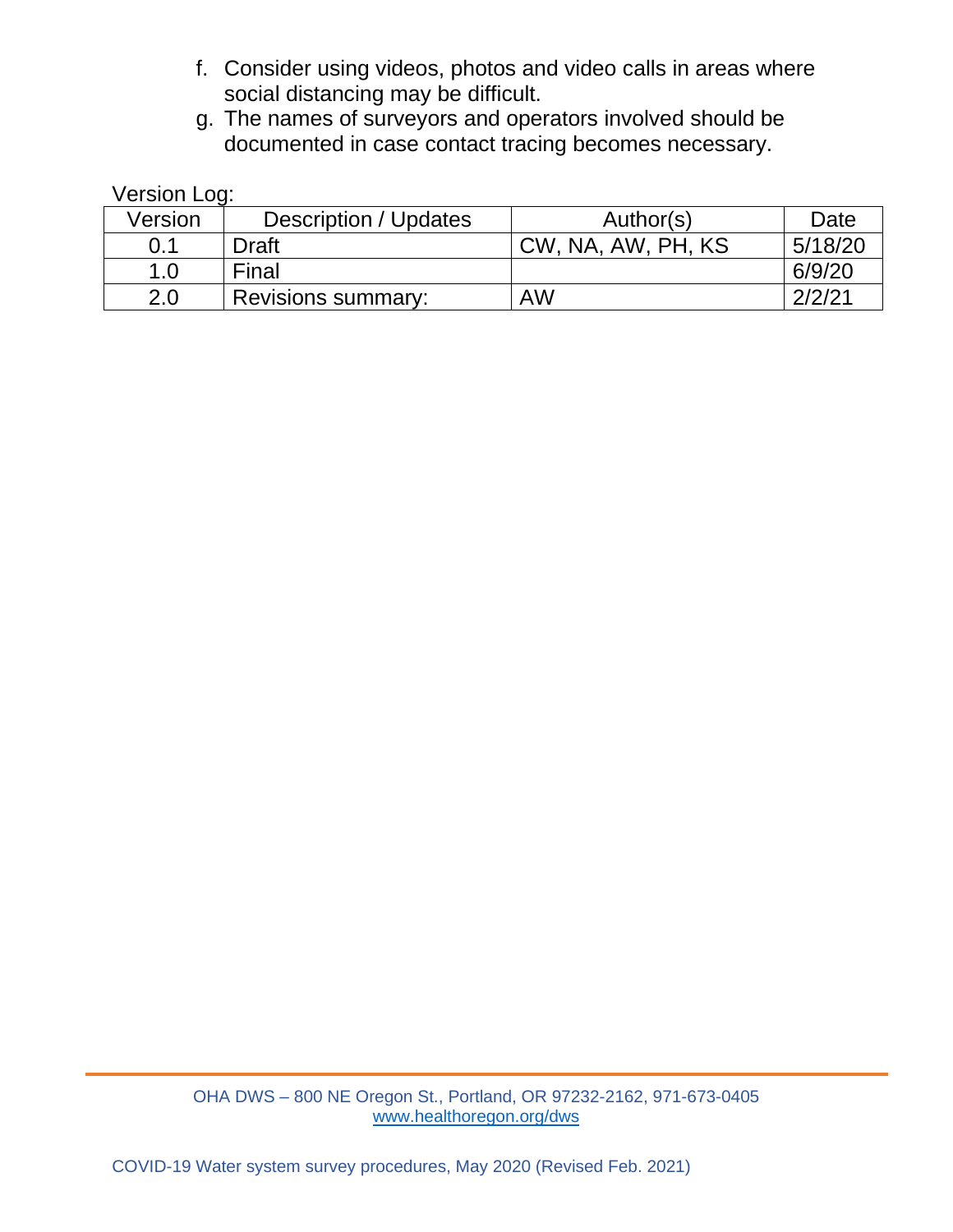f. Consider using videos, photos and video calls in areas where social distancing may be difficult.
g. The names of surveyors and operators involved should be documented in case contact tracing becomes necessary.

Version Log:

| Version | Description / Updates | Author(s) | Date |
| --- | --- | --- | --- |
| 0.1 | Draft | CW, NA, AW, PH, KS | 5/18/20 |
| 1.0 | Final | | 6/9/20 |
| 2.0 | Revisions summary: | AW | 2/2/21 |